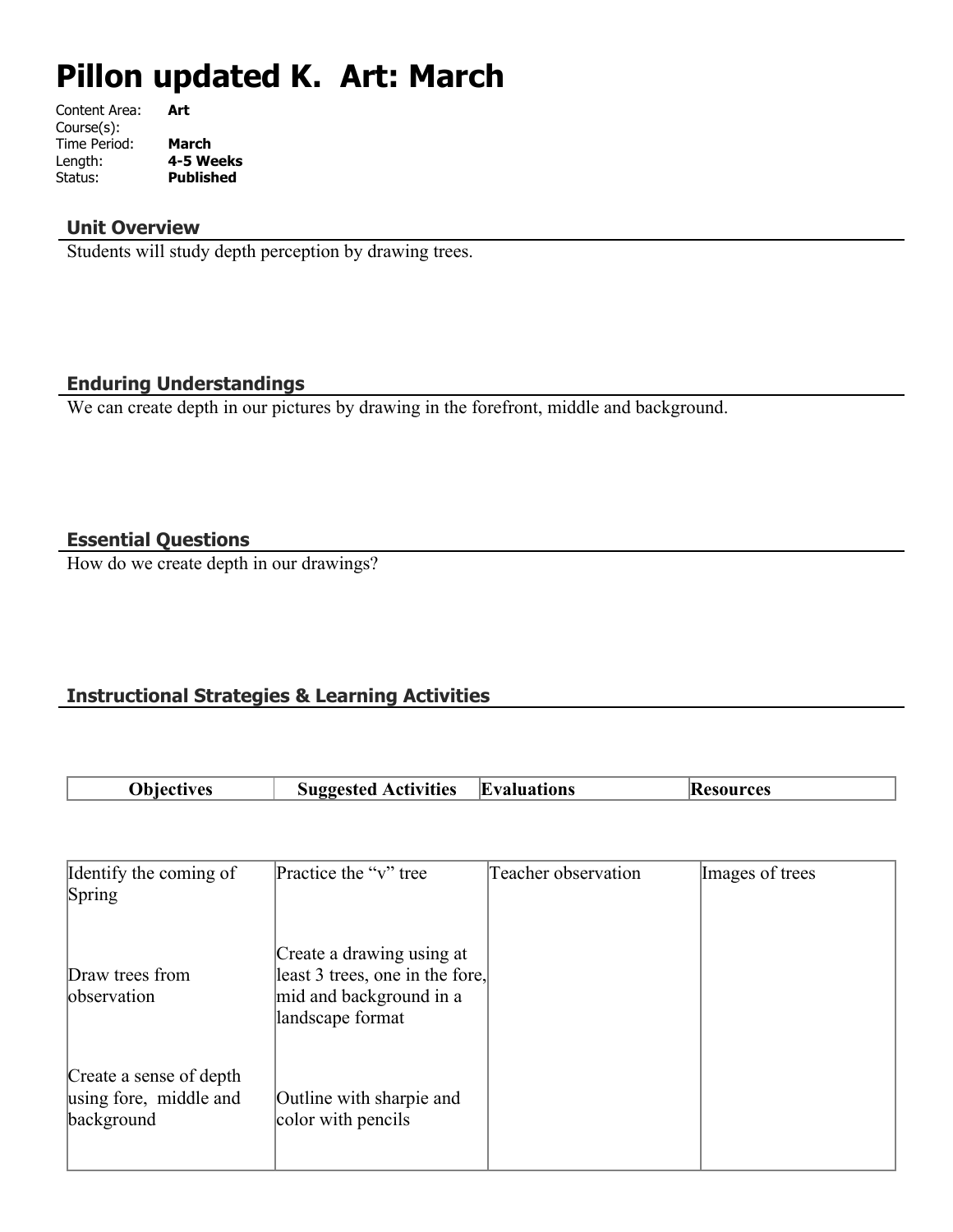# Pillon updated K. Art: March

Content Area: **Art**
Course(s):
Time Period: **March**
Length: **4-5 Weeks**
Status: **Published**

## Unit Overview

Students will study depth perception by drawing trees.

## Enduring Understandings

We can create depth in our pictures by drawing in the forefront, middle and background.

## Essential Questions

How do we create depth in our drawings?

## Instructional Strategies & Learning Activities

| Objectives | Suggested Activities | Evaluations | Resources |
|---|---|---|---|
| Identify the coming of Spring | Practice the "v" tree | Teacher observation | Images of trees |
| Draw trees from observation | Create a drawing using at least 3 trees, one in the fore, mid and background in a landscape format | | |
| Create a sense of depth using fore, middle and background | Outline with sharpie and color with pencils | | |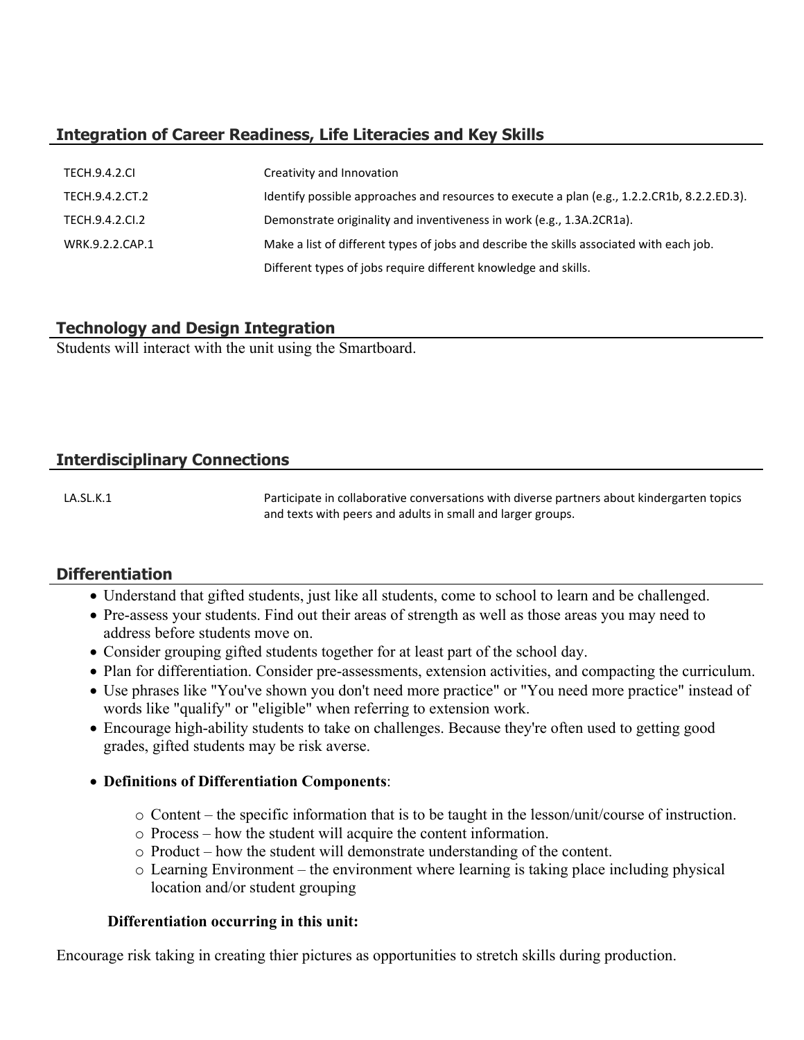## Integration of Career Readiness, Life Literacies and Key Skills

| | |
|---|---|
| TECH.9.4.2.CI | Creativity and Innovation |
| TECH.9.4.2.CT.2 | Identify possible approaches and resources to execute a plan (e.g., 1.2.2.CR1b, 8.2.2.ED.3). |
| TECH.9.4.2.CI.2 | Demonstrate originality and inventiveness in work (e.g., 1.3A.2CR1a). |
| WRK.9.2.2.CAP.1 | Make a list of different types of jobs and describe the skills associated with each job. |
| | Different types of jobs require different knowledge and skills. |

## Technology and Design Integration

Students will interact with the unit using the Smartboard.

## Interdisciplinary Connections

| | |
|---|---|
| LA.SL.K.1 | Participate in collaborative conversations with diverse partners about kindergarten topics and texts with peers and adults in small and larger groups. |

## Differentiation

- Understand that gifted students, just like all students, come to school to learn and be challenged.
- Pre-assess your students. Find out their areas of strength as well as those areas you may need to address before students move on.
- Consider grouping gifted students together for at least part of the school day.
- Plan for differentiation. Consider pre-assessments, extension activities, and compacting the curriculum.
- Use phrases like "You've shown you don't need more practice" or "You need more practice" instead of words like "qualify" or "eligible" when referring to extension work.
- Encourage high-ability students to take on challenges. Because they're often used to getting good grades, gifted students may be risk averse.

- **Definitions of Differentiation Components**:
  - Content – the specific information that is to be taught in the lesson/unit/course of instruction.
  - Process – how the student will acquire the content information.
  - Product – how the student will demonstrate understanding of the content.
  - Learning Environment – the environment where learning is taking place including physical location and/or student grouping

**Differentiation occurring in this unit:**

Encourage risk taking in creating thier pictures as opportunities to stretch skills during production.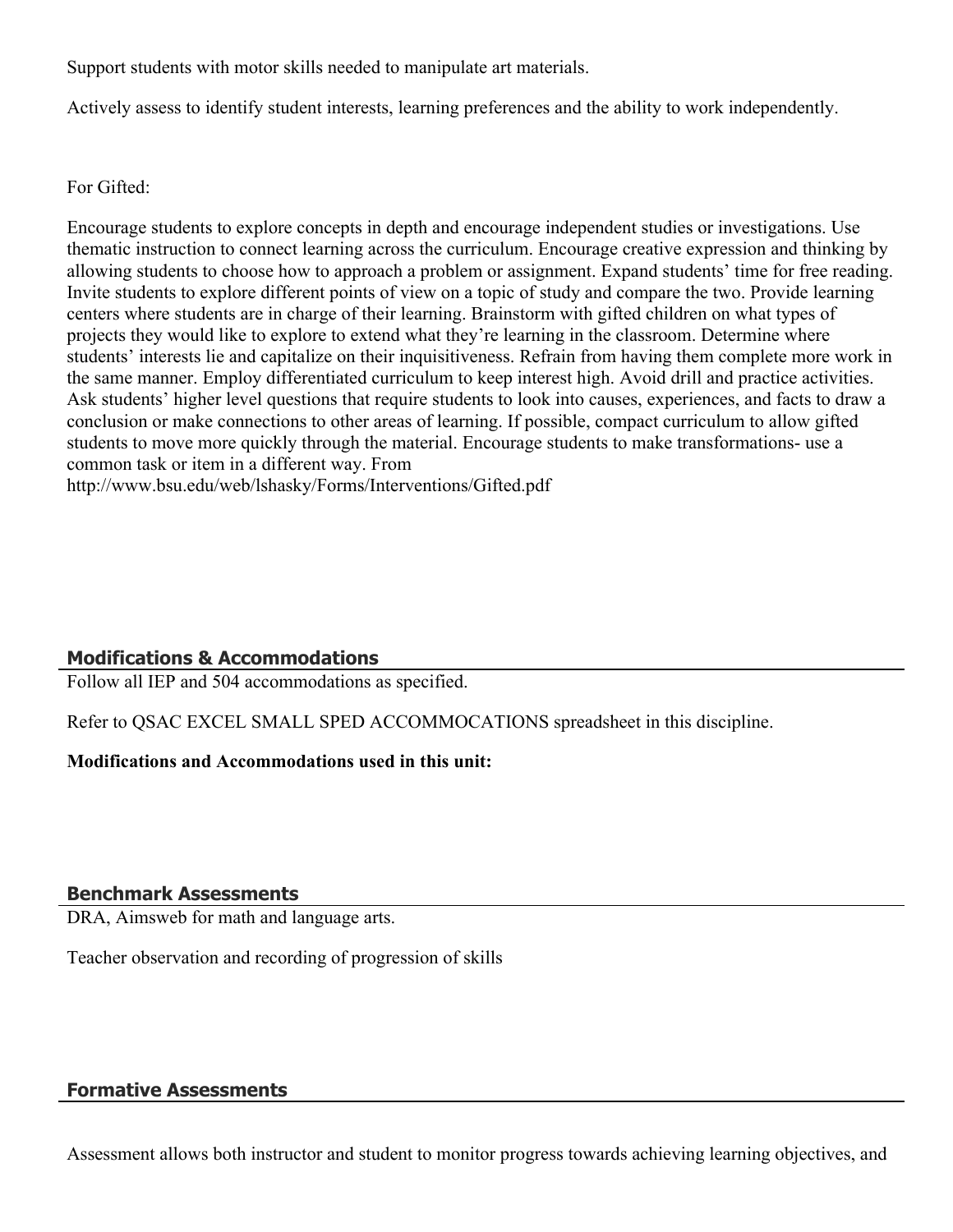Support students with motor skills needed to manipulate art materials.

Actively assess to identify student interests, learning preferences and the ability to work independently.

For Gifted:

Encourage students to explore concepts in depth and encourage independent studies or investigations. Use thematic instruction to connect learning across the curriculum. Encourage creative expression and thinking by allowing students to choose how to approach a problem or assignment. Expand students' time for free reading. Invite students to explore different points of view on a topic of study and compare the two. Provide learning centers where students are in charge of their learning. Brainstorm with gifted children on what types of projects they would like to explore to extend what they're learning in the classroom. Determine where students' interests lie and capitalize on their inquisitiveness. Refrain from having them complete more work in the same manner. Employ differentiated curriculum to keep interest high. Avoid drill and practice activities. Ask students' higher level questions that require students to look into causes, experiences, and facts to draw a conclusion or make connections to other areas of learning. If possible, compact curriculum to allow gifted students to move more quickly through the material. Encourage students to make transformations- use a common task or item in a different way. From http://www.bsu.edu/web/lshasky/Forms/Interventions/Gifted.pdf

## Modifications & Accommodations

Follow all IEP and 504 accommodations as specified.

Refer to QSAC EXCEL SMALL SPED ACCOMMOCATIONS spreadsheet in this discipline.

**Modifications and Accommodations used in this unit:**

## Benchmark Assessments

DRA, Aimsweb for math and language arts.

Teacher observation and recording of progression of skills

## Formative Assessments

Assessment allows both instructor and student to monitor progress towards achieving learning objectives, and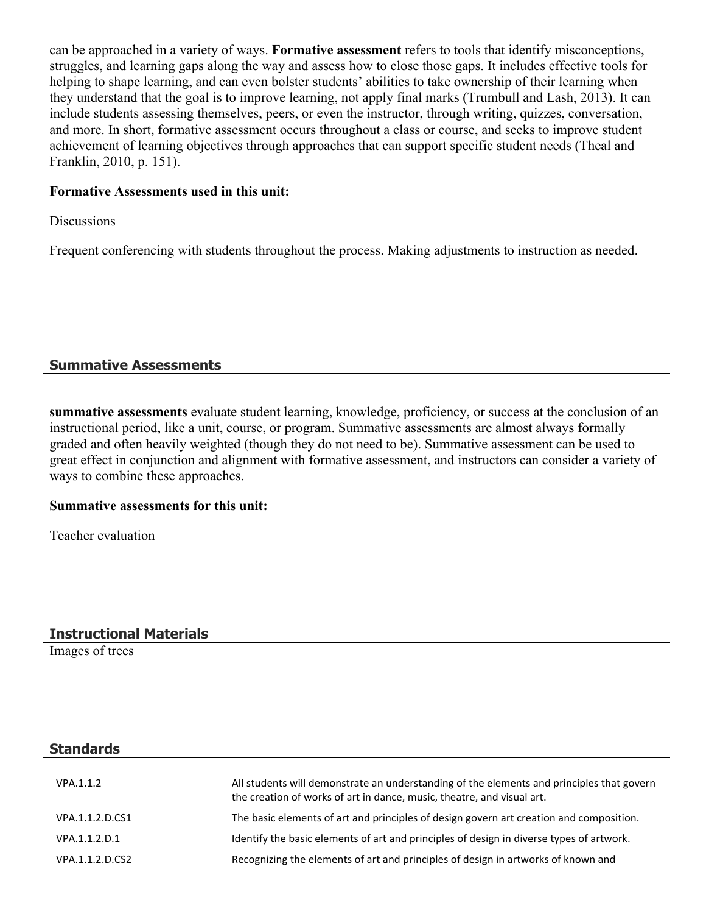can be approached in a variety of ways. **Formative assessment** refers to tools that identify misconceptions, struggles, and learning gaps along the way and assess how to close those gaps. It includes effective tools for helping to shape learning, and can even bolster students' abilities to take ownership of their learning when they understand that the goal is to improve learning, not apply final marks (Trumbull and Lash, 2013). It can include students assessing themselves, peers, or even the instructor, through writing, quizzes, conversation, and more. In short, formative assessment occurs throughout a class or course, and seeks to improve student achievement of learning objectives through approaches that can support specific student needs (Theal and Franklin, 2010, p. 151).

**Formative Assessments used in this unit:**

Discussions

Frequent conferencing with students throughout the process. Making adjustments to instruction as needed.

## Summative Assessments

**summative assessments** evaluate student learning, knowledge, proficiency, or success at the conclusion of an instructional period, like a unit, course, or program. Summative assessments are almost always formally graded and often heavily weighted (though they do not need to be). Summative assessment can be used to great effect in conjunction and alignment with formative assessment, and instructors can consider a variety of ways to combine these approaches.

**Summative assessments for this unit:**

Teacher evaluation

## Instructional Materials

Images of trees

## Standards

| | |
|---|---|
| VPA.1.1.2 | All students will demonstrate an understanding of the elements and principles that govern the creation of works of art in dance, music, theatre, and visual art. |
| VPA.1.1.2.D.CS1 | The basic elements of art and principles of design govern art creation and composition. |
| VPA.1.1.2.D.1 | Identify the basic elements of art and principles of design in diverse types of artwork. |
| VPA.1.1.2.D.CS2 | Recognizing the elements of art and principles of design in artworks of known and |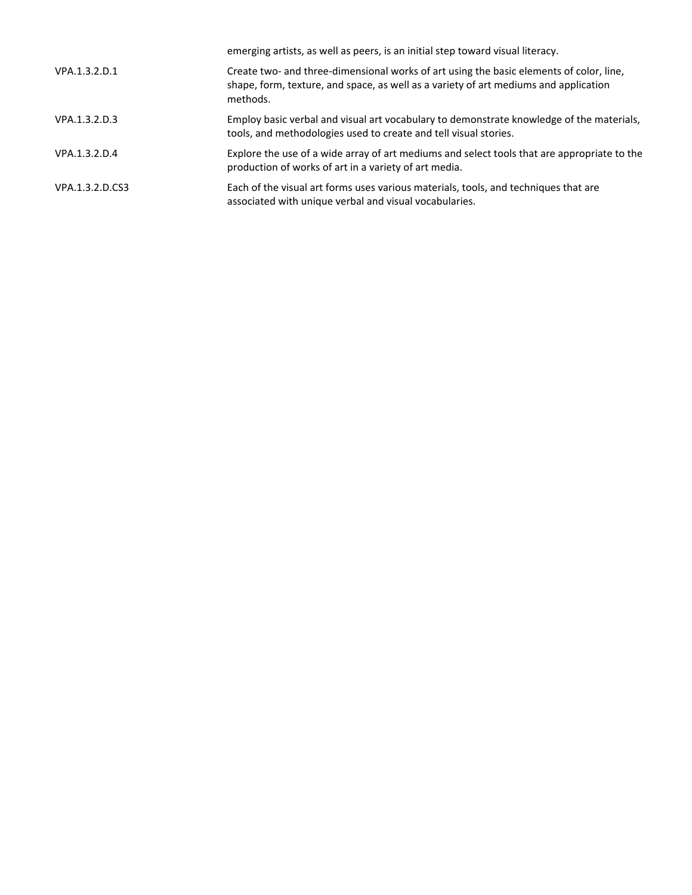| | |
|---|---|
| | emerging artists, as well as peers, is an initial step toward visual literacy. |
| VPA.1.3.2.D.1 | Create two- and three-dimensional works of art using the basic elements of color, line, shape, form, texture, and space, as well as a variety of art mediums and application methods. |
| VPA.1.3.2.D.3 | Employ basic verbal and visual art vocabulary to demonstrate knowledge of the materials, tools, and methodologies used to create and tell visual stories. |
| VPA.1.3.2.D.4 | Explore the use of a wide array of art mediums and select tools that are appropriate to the production of works of art in a variety of art media. |
| VPA.1.3.2.D.CS3 | Each of the visual art forms uses various materials, tools, and techniques that are associated with unique verbal and visual vocabularies. |